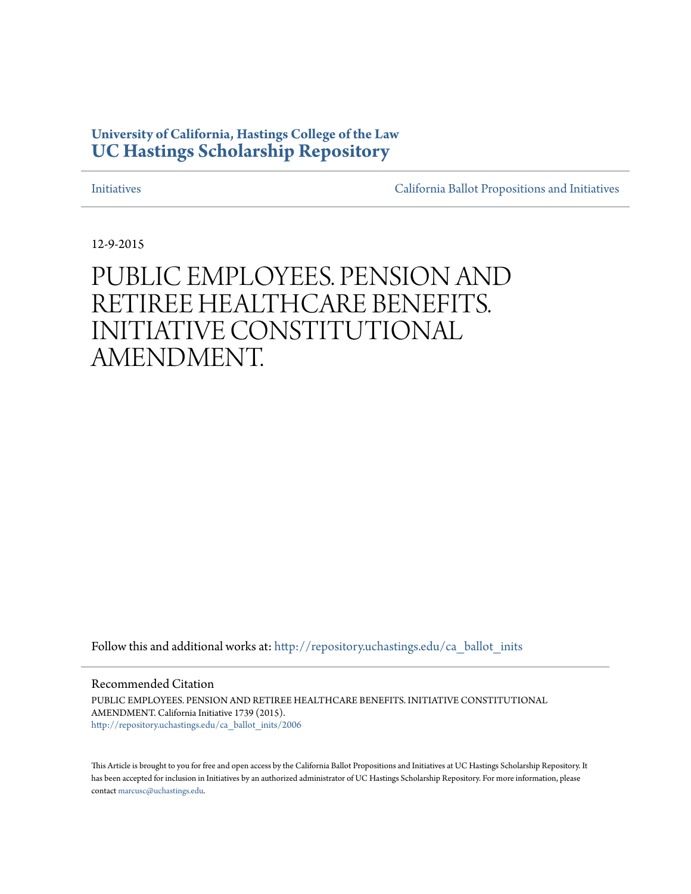**University of California, Hastings College of the Law**
**UC Hastings Scholarship Repository**

Initiatives | California Ballot Propositions and Initiatives

12-9-2015

# PUBLIC EMPLOYEES. PENSION AND RETIREE HEALTHCARE BENEFITS. INITIATIVE CONSTITUTIONAL AMENDMENT.

Follow this and additional works at: http://repository.uchastings.edu/ca_ballot_inits

## Recommended Citation

PUBLIC EMPLOYEES. PENSION AND RETIREE HEALTHCARE BENEFITS. INITIATIVE CONSTITUTIONAL AMENDMENT. California Initiative 1739 (2015).
http://repository.uchastings.edu/ca_ballot_inits/2006

This Article is brought to you for free and open access by the California Ballot Propositions and Initiatives at UC Hastings Scholarship Repository. It has been accepted for inclusion in Initiatives by an authorized administrator of UC Hastings Scholarship Repository. For more information, please contact marcusc@uchastings.edu.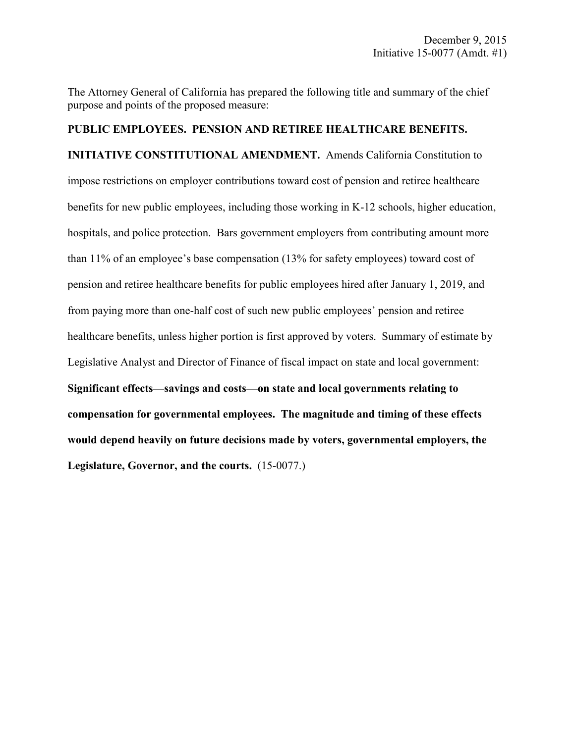December 9, 2015
Initiative 15-0077 (Amdt. #1)

The Attorney General of California has prepared the following title and summary of the chief purpose and points of the proposed measure:

**PUBLIC EMPLOYEES. PENSION AND RETIREE HEALTHCARE BENEFITS. INITIATIVE CONSTITUTIONAL AMENDMENT.** Amends California Constitution to impose restrictions on employer contributions toward cost of pension and retiree healthcare benefits for new public employees, including those working in K-12 schools, higher education, hospitals, and police protection. Bars government employers from contributing amount more than 11% of an employee's base compensation (13% for safety employees) toward cost of pension and retiree healthcare benefits for public employees hired after January 1, 2019, and from paying more than one-half cost of such new public employees' pension and retiree healthcare benefits, unless higher portion is first approved by voters. Summary of estimate by Legislative Analyst and Director of Finance of fiscal impact on state and local government: **Significant effects—savings and costs—on state and local governments relating to compensation for governmental employees. The magnitude and timing of these effects would depend heavily on future decisions made by voters, governmental employers, the Legislature, Governor, and the courts.** (15-0077.)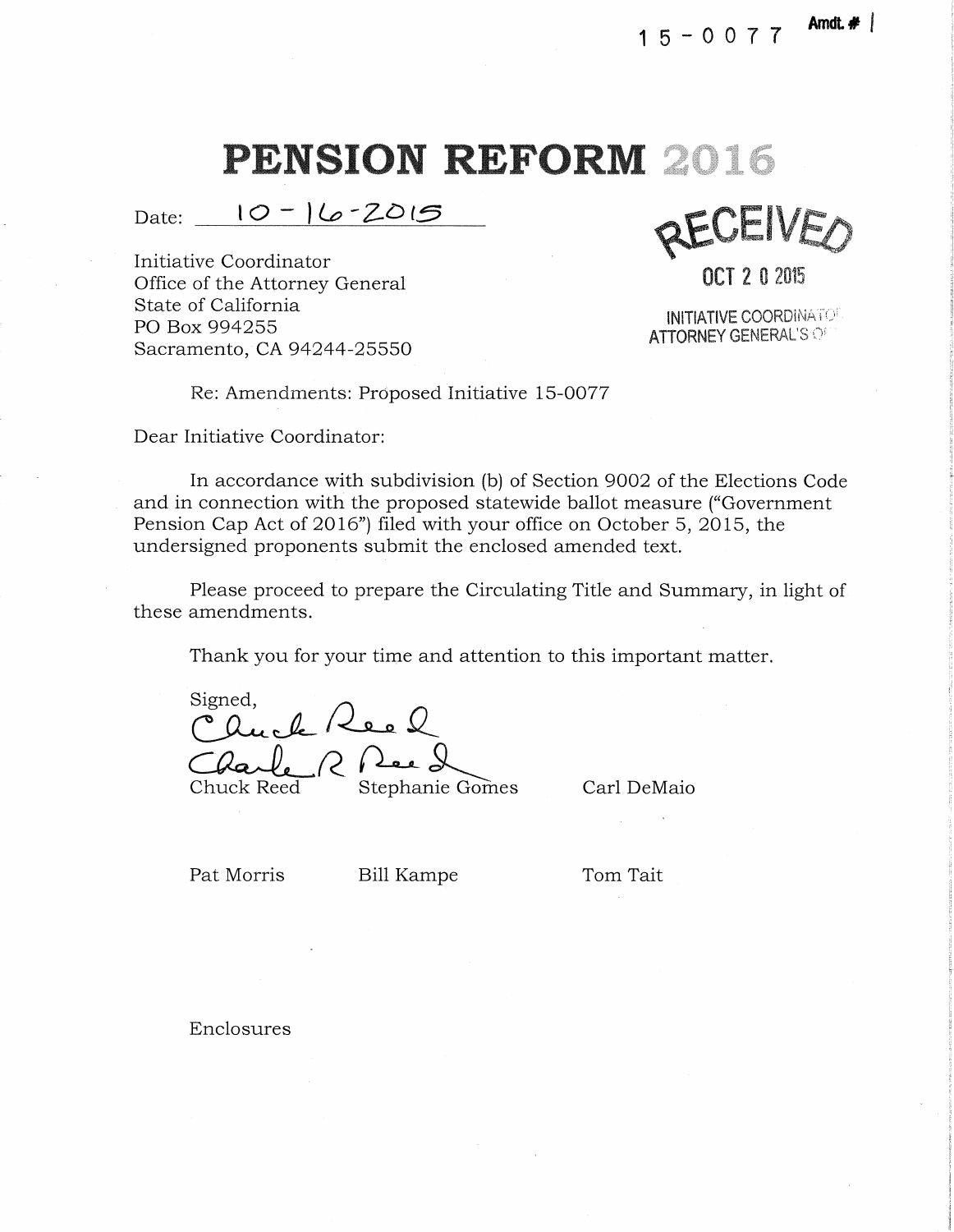15-0077 Amdt. # 1

# PENSION REFORM 2016

Date: 10-16-2015

RECEIVED
OCT 2 0 2015
INITIATIVE COORDINATOR
ATTORNEY GENERAL'S OFFICE

Initiative Coordinator
Office of the Attorney General
State of California
PO Box 994255
Sacramento, CA 94244-25550

Re: Amendments: Proposed Initiative 15-0077

Dear Initiative Coordinator:

In accordance with subdivision (b) of Section 9002 of the Elections Code and in connection with the proposed statewide ballot measure ("Government Pension Cap Act of 2016") filed with your office on October 5, 2015, the undersigned proponents submit the enclosed amended text.

Please proceed to prepare the Circulating Title and Summary, in light of these amendments.

Thank you for your time and attention to this important matter.

Signed,

Chuck Reed &nbsp;&nbsp;&nbsp;&nbsp; Stephanie Gomes &nbsp;&nbsp;&nbsp;&nbsp; Carl DeMaio

Pat Morris &nbsp;&nbsp;&nbsp;&nbsp; Bill Kampe &nbsp;&nbsp;&nbsp;&nbsp; Tom Tait

Enclosures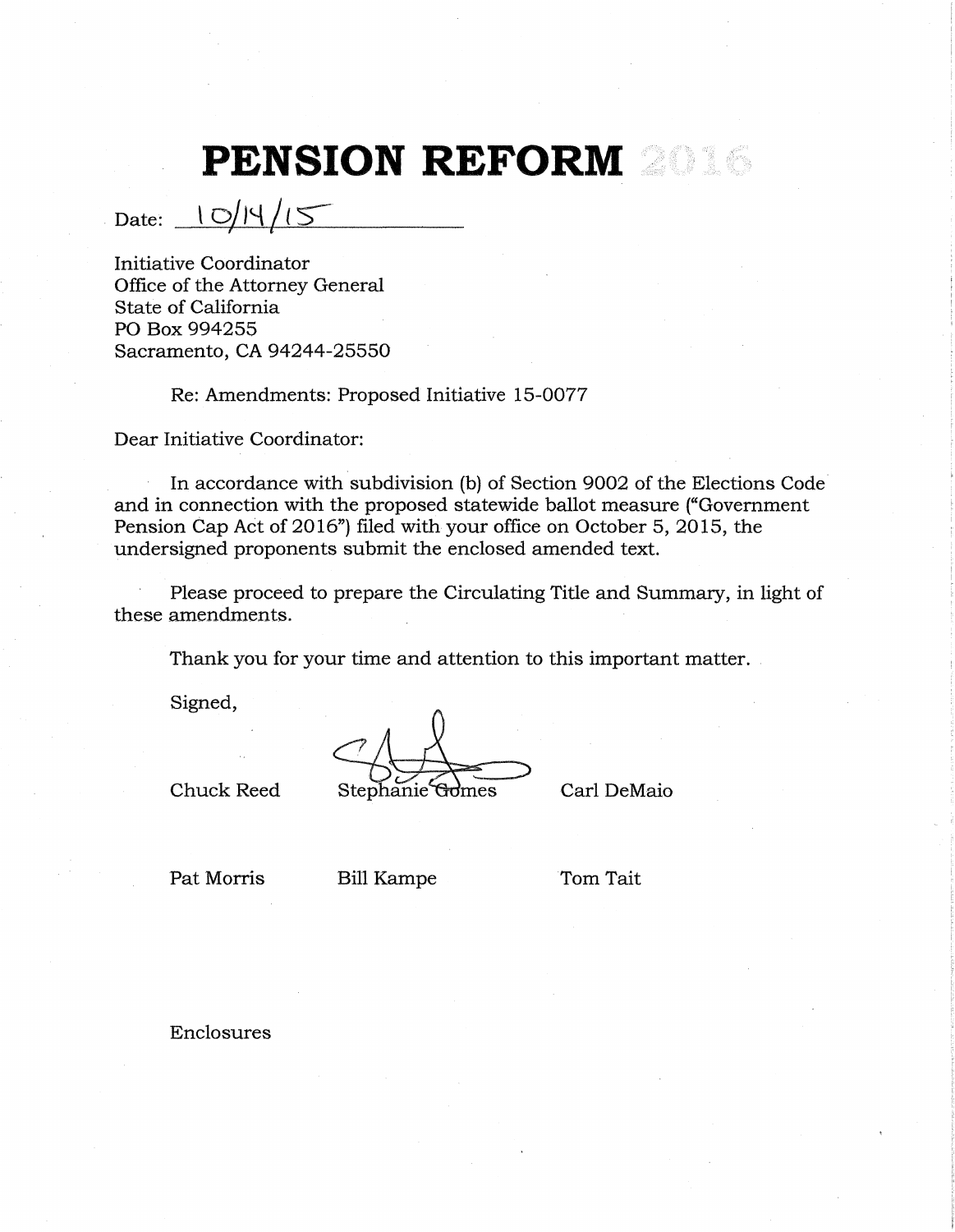# PENSION REFORM 2016

Date: 10/14/15

Initiative Coordinator
Office of the Attorney General
State of California
PO Box 994255
Sacramento, CA 94244-25550

Re: Amendments: Proposed Initiative 15-0077

Dear Initiative Coordinator:

In accordance with subdivision (b) of Section 9002 of the Elections Code and in connection with the proposed statewide ballot measure ("Government Pension Cap Act of 2016") filed with your office on October 5, 2015, the undersigned proponents submit the enclosed amended text.

Please proceed to prepare the Circulating Title and Summary, in light of these amendments.

Thank you for your time and attention to this important matter.

Signed,

Chuck Reed    Stephanie Gomes    Carl DeMaio

Pat Morris    Bill Kampe    Tom Tait

Enclosures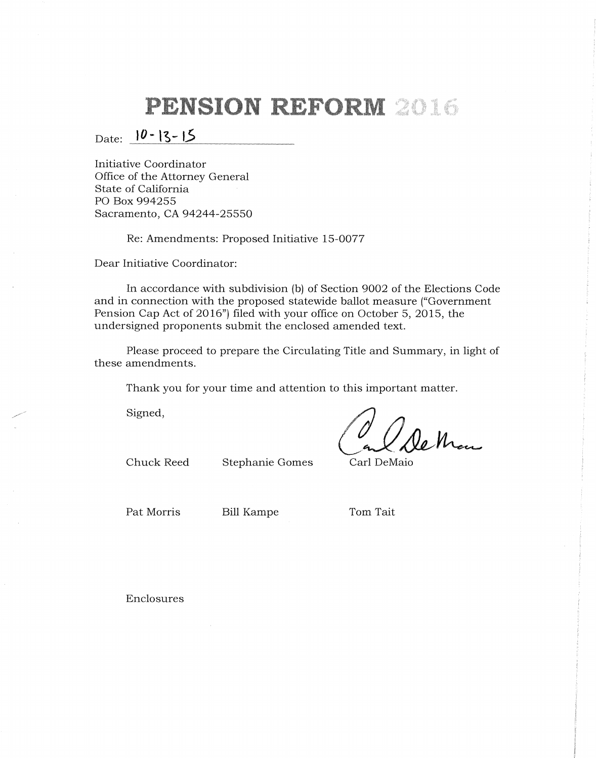# PENSION REFORM 2016

Date: 10-13-15

Initiative Coordinator
Office of the Attorney General
State of California
PO Box 994255
Sacramento, CA 94244-25550

Re: Amendments: Proposed Initiative 15-0077

Dear Initiative Coordinator:

In accordance with subdivision (b) of Section 9002 of the Elections Code and in connection with the proposed statewide ballot measure ("Government Pension Cap Act of 2016") filed with your office on October 5, 2015, the undersigned proponents submit the enclosed amended text.

Please proceed to prepare the Circulating Title and Summary, in light of these amendments.

Thank you for your time and attention to this important matter.

Signed,

Chuck Reed　　Stephanie Gomes　　Carl DeMaio

Pat Morris　　Bill Kampe　　Tom Tait

Enclosures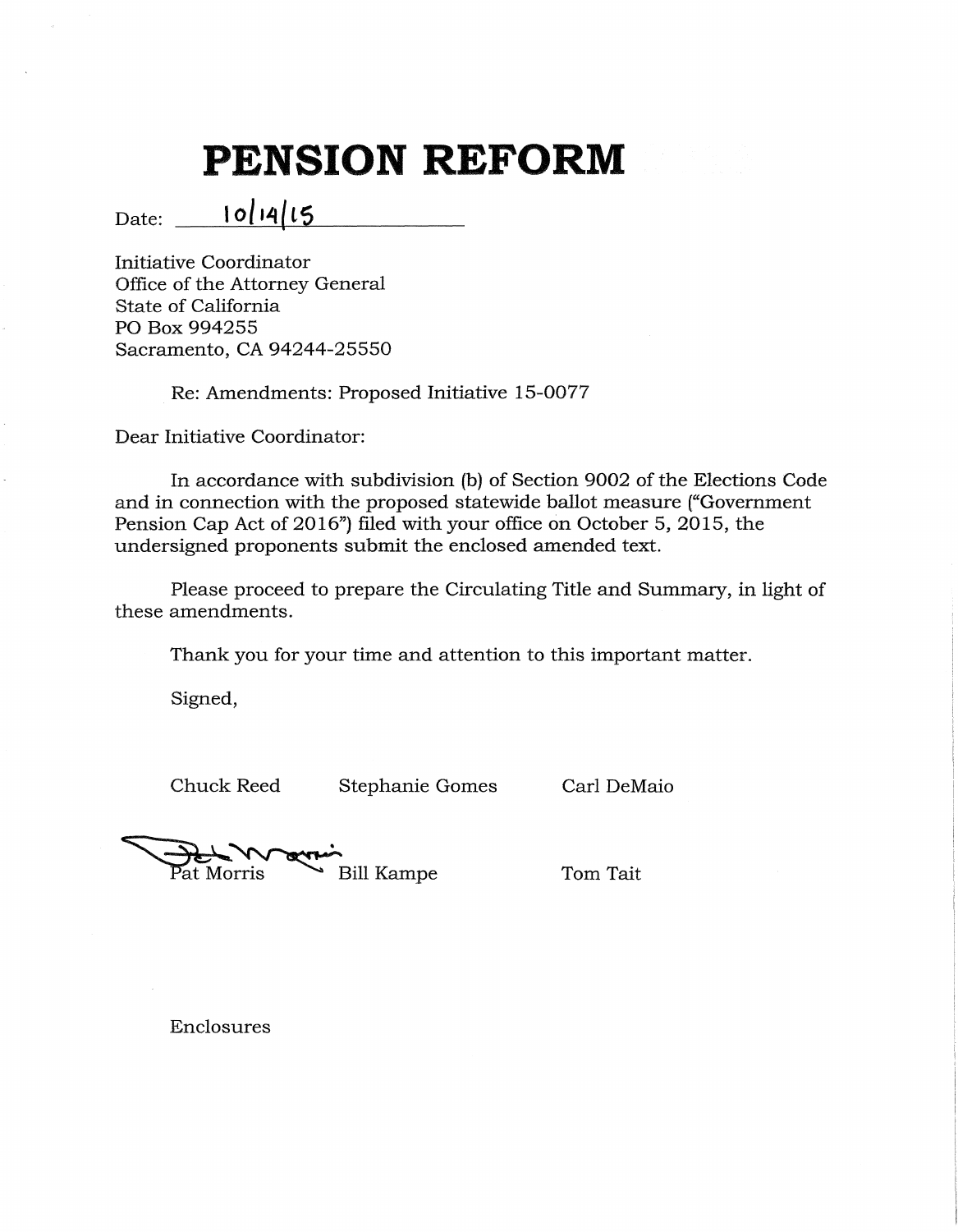# PENSION REFORM

Date: 10/14/15

Initiative Coordinator
Office of the Attorney General
State of California
PO Box 994255
Sacramento, CA 94244-25550

Re: Amendments: Proposed Initiative 15-0077

Dear Initiative Coordinator:

In accordance with subdivision (b) of Section 9002 of the Elections Code and in connection with the proposed statewide ballot measure ("Government Pension Cap Act of 2016") filed with your office on October 5, 2015, the undersigned proponents submit the enclosed amended text.

Please proceed to prepare the Circulating Title and Summary, in light of these amendments.

Thank you for your time and attention to this important matter.

Signed,

Chuck Reed  Stephanie Gomes  Carl DeMaio

Pat Morris  Bill Kampe  Tom Tait

Enclosures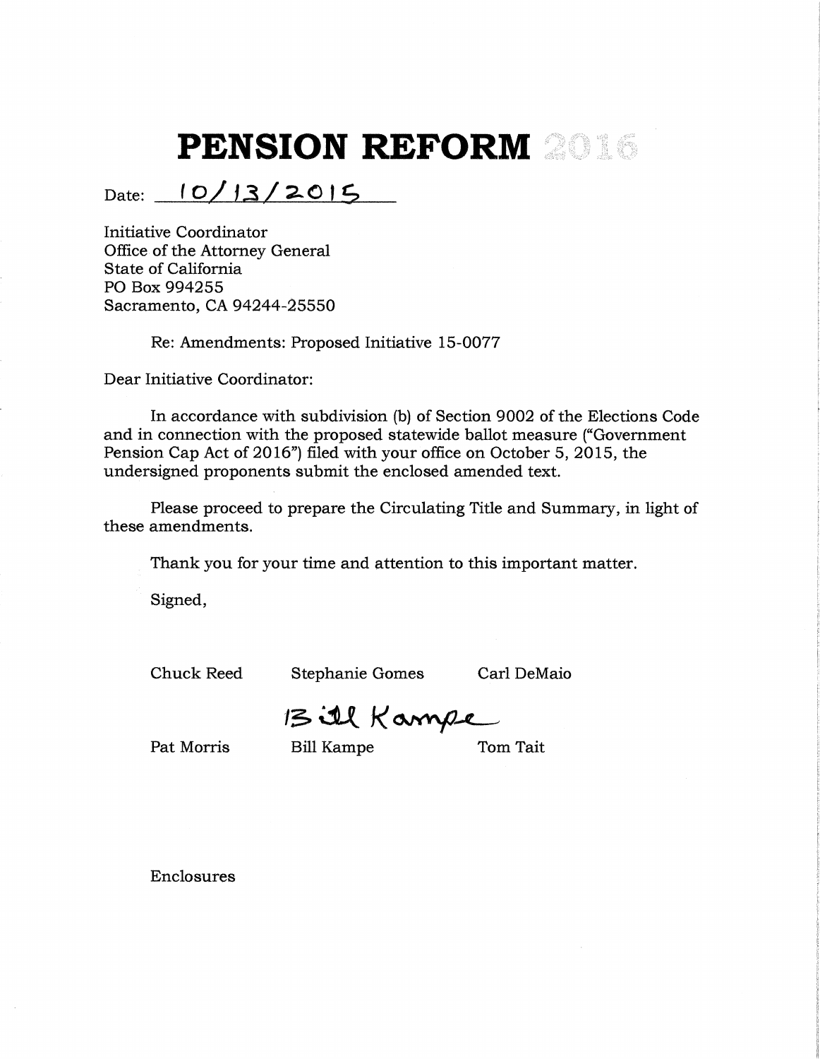# PENSION REFORM 2016

Date: 10/13/2015

Initiative Coordinator
Office of the Attorney General
State of California
PO Box 994255
Sacramento, CA 94244-25550

Re: Amendments: Proposed Initiative 15-0077

Dear Initiative Coordinator:

In accordance with subdivision (b) of Section 9002 of the Elections Code and in connection with the proposed statewide ballot measure ("Government Pension Cap Act of 2016") filed with your office on October 5, 2015, the undersigned proponents submit the enclosed amended text.

Please proceed to prepare the Circulating Title and Summary, in light of these amendments.

Thank you for your time and attention to this important matter.

Signed,

Chuck Reed    Stephanie Gomes    Carl DeMaio

Pat Morris    Bill Kampe    Tom Tait

Enclosures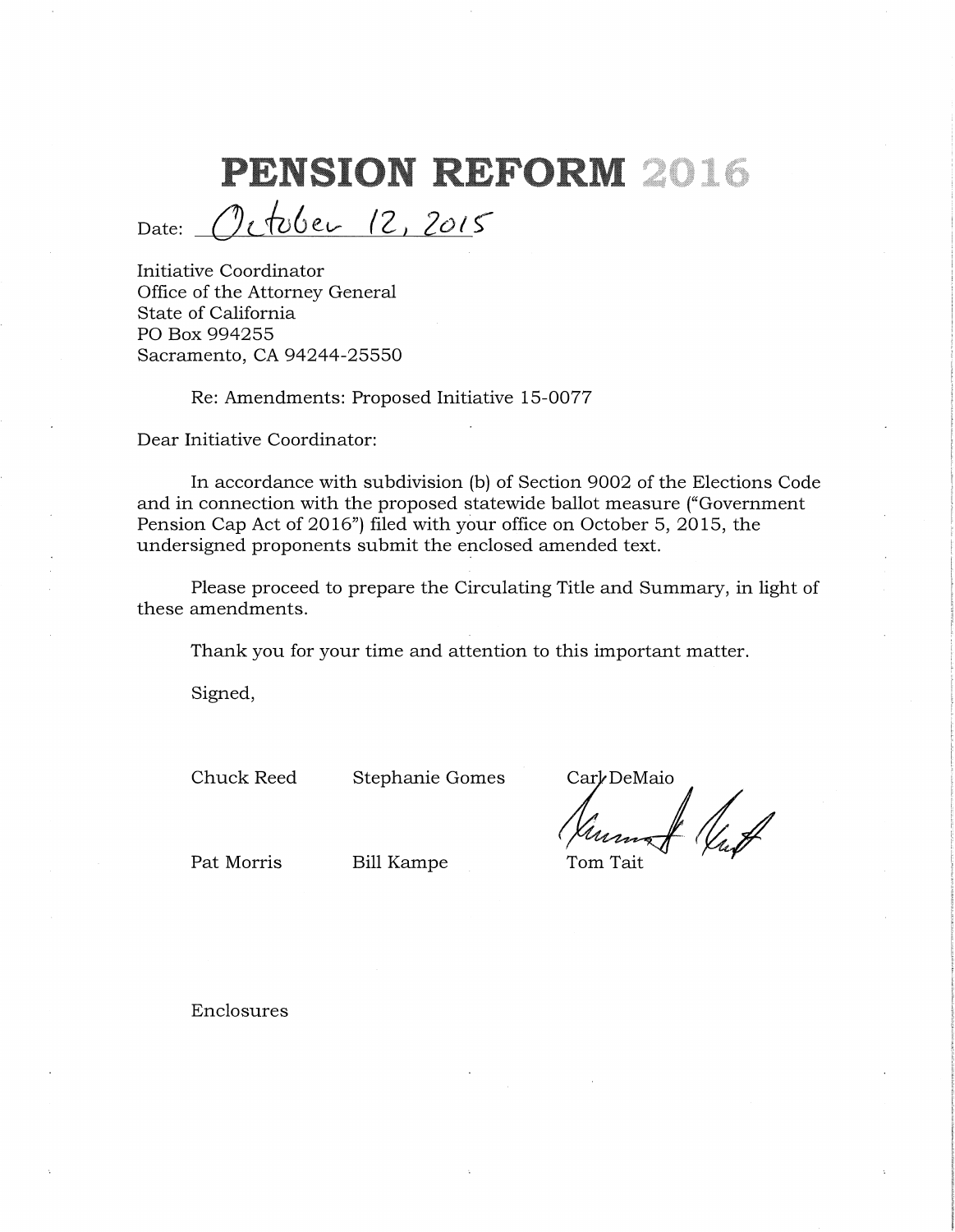# PENSION REFORM 2016

Date: October 12, 2015

Initiative Coordinator
Office of the Attorney General
State of California
PO Box 994255
Sacramento, CA 94244-25550

Re: Amendments: Proposed Initiative 15-0077

Dear Initiative Coordinator:

In accordance with subdivision (b) of Section 9002 of the Elections Code and in connection with the proposed statewide ballot measure ("Government Pension Cap Act of 2016") filed with your office on October 5, 2015, the undersigned proponents submit the enclosed amended text.

Please proceed to prepare the Circulating Title and Summary, in light of these amendments.

Thank you for your time and attention to this important matter.

Signed,

| | | |
|---|---|---|
| Chuck Reed | Stephanie Gomes | Carl DeMaio |
| Pat Morris | Bill Kampe | Tom Tait |

Enclosures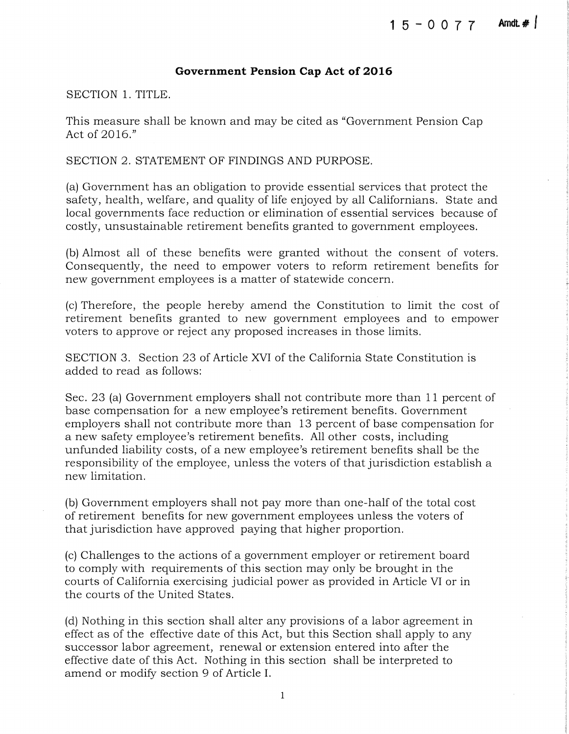15-0077 Amdt. # 1

# Government Pension Cap Act of 2016

SECTION 1. TITLE.

This measure shall be known and may be cited as "Government Pension Cap Act of 2016."

SECTION 2. STATEMENT OF FINDINGS AND PURPOSE.

(a) Government has an obligation to provide essential services that protect the safety, health, welfare, and quality of life enjoyed by all Californians. State and local governments face reduction or elimination of essential services because of costly, unsustainable retirement benefits granted to government employees.

(b) Almost all of these benefits were granted without the consent of voters. Consequently, the need to empower voters to reform retirement benefits for new government employees is a matter of statewide concern.

(c) Therefore, the people hereby amend the Constitution to limit the cost of retirement benefits granted to new government employees and to empower voters to approve or reject any proposed increases in those limits.

SECTION 3. Section 23 of Article XVI of the California State Constitution is added to read as follows:

Sec. 23 (a) Government employers shall not contribute more than 11 percent of base compensation for a new employee's retirement benefits. Government employers shall not contribute more than 13 percent of base compensation for a new safety employee's retirement benefits. All other costs, including unfunded liability costs, of a new employee's retirement benefits shall be the responsibility of the employee, unless the voters of that jurisdiction establish a new limitation.

(b) Government employers shall not pay more than one-half of the total cost of retirement benefits for new government employees unless the voters of that jurisdiction have approved paying that higher proportion.

(c) Challenges to the actions of a government employer or retirement board to comply with requirements of this section may only be brought in the courts of California exercising judicial power as provided in Article VI or in the courts of the United States.

(d) Nothing in this section shall alter any provisions of a labor agreement in effect as of the effective date of this Act, but this Section shall apply to any successor labor agreement, renewal or extension entered into after the effective date of this Act. Nothing in this section shall be interpreted to amend or modify section 9 of Article I.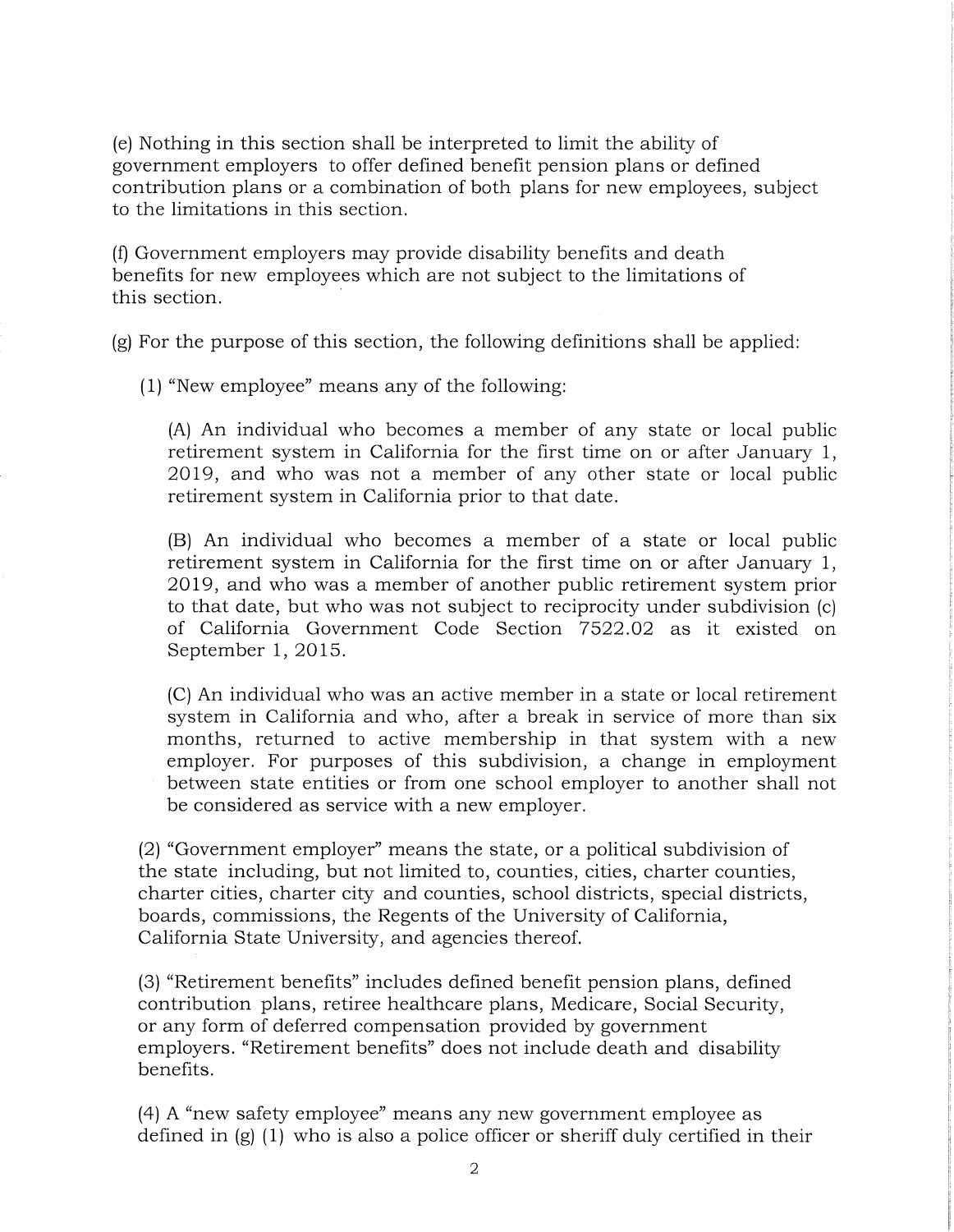(e) Nothing in this section shall be interpreted to limit the ability of government employers to offer defined benefit pension plans or defined contribution plans or a combination of both plans for new employees, subject to the limitations in this section.

(f) Government employers may provide disability benefits and death benefits for new employees which are not subject to the limitations of this section.

(g) For the purpose of this section, the following definitions shall be applied:

(1) "New employee" means any of the following:

(A) An individual who becomes a member of any state or local public retirement system in California for the first time on or after January 1, 2019, and who was not a member of any other state or local public retirement system in California prior to that date.

(B) An individual who becomes a member of a state or local public retirement system in California for the first time on or after January 1, 2019, and who was a member of another public retirement system prior to that date, but who was not subject to reciprocity under subdivision (c) of California Government Code Section 7522.02 as it existed on September 1, 2015.

(C) An individual who was an active member in a state or local retirement system in California and who, after a break in service of more than six months, returned to active membership in that system with a new employer. For purposes of this subdivision, a change in employment between state entities or from one school employer to another shall not be considered as service with a new employer.

(2) "Government employer" means the state, or a political subdivision of the state including, but not limited to, counties, cities, charter counties, charter cities, charter city and counties, school districts, special districts, boards, commissions, the Regents of the University of California, California State University, and agencies thereof.

(3) "Retirement benefits" includes defined benefit pension plans, defined contribution plans, retiree healthcare plans, Medicare, Social Security, or any form of deferred compensation provided by government employers. "Retirement benefits" does not include death and disability benefits.

(4) A "new safety employee" means any new government employee as defined in (g) (1) who is also a police officer or sheriff duly certified in their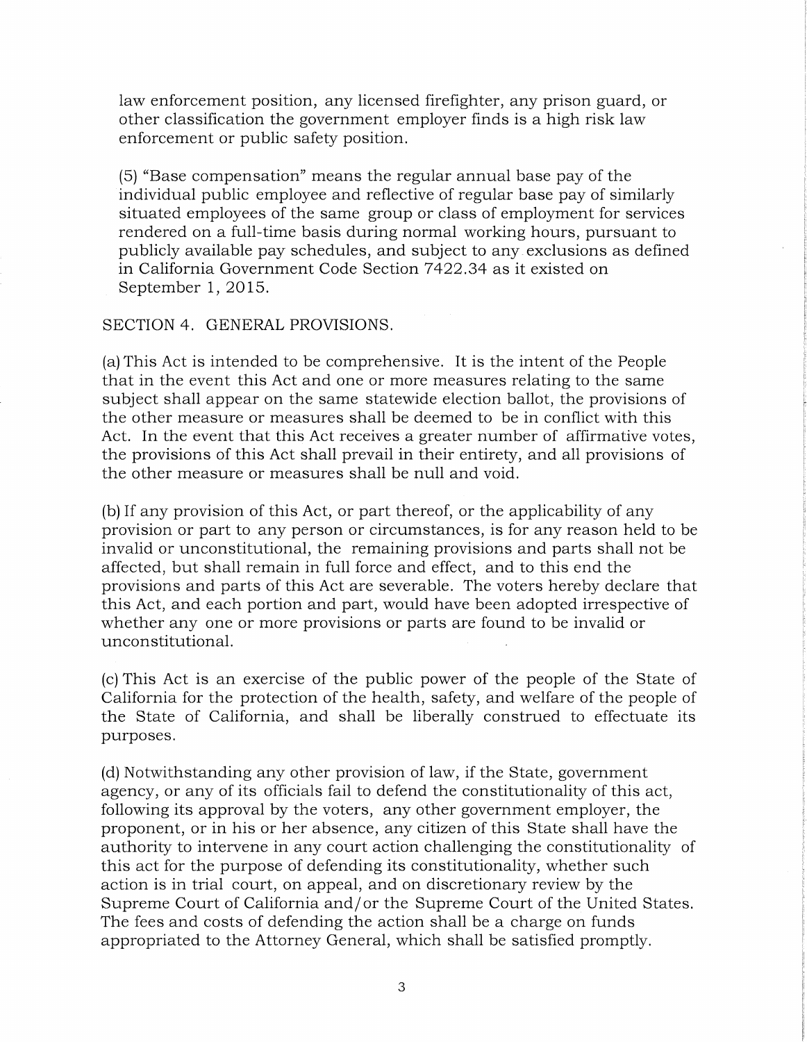law enforcement position, any licensed firefighter, any prison guard, or other classification the government employer finds is a high risk law enforcement or public safety position.

(5) "Base compensation" means the regular annual base pay of the individual public employee and reflective of regular base pay of similarly situated employees of the same group or class of employment for services rendered on a full-time basis during normal working hours, pursuant to publicly available pay schedules, and subject to any exclusions as defined in California Government Code Section 7422.34 as it existed on September 1, 2015.

SECTION 4. GENERAL PROVISIONS.

(a) This Act is intended to be comprehensive. It is the intent of the People that in the event this Act and one or more measures relating to the same subject shall appear on the same statewide election ballot, the provisions of the other measure or measures shall be deemed to be in conflict with this Act. In the event that this Act receives a greater number of affirmative votes, the provisions of this Act shall prevail in their entirety, and all provisions of the other measure or measures shall be null and void.

(b) If any provision of this Act, or part thereof, or the applicability of any provision or part to any person or circumstances, is for any reason held to be invalid or unconstitutional, the remaining provisions and parts shall not be affected, but shall remain in full force and effect, and to this end the provisions and parts of this Act are severable. The voters hereby declare that this Act, and each portion and part, would have been adopted irrespective of whether any one or more provisions or parts are found to be invalid or unconstitutional.

(c) This Act is an exercise of the public power of the people of the State of California for the protection of the health, safety, and welfare of the people of the State of California, and shall be liberally construed to effectuate its purposes.

(d) Notwithstanding any other provision of law, if the State, government agency, or any of its officials fail to defend the constitutionality of this act, following its approval by the voters, any other government employer, the proponent, or in his or her absence, any citizen of this State shall have the authority to intervene in any court action challenging the constitutionality of this act for the purpose of defending its constitutionality, whether such action is in trial court, on appeal, and on discretionary review by the Supreme Court of California and/or the Supreme Court of the United States. The fees and costs of defending the action shall be a charge on funds appropriated to the Attorney General, which shall be satisfied promptly.